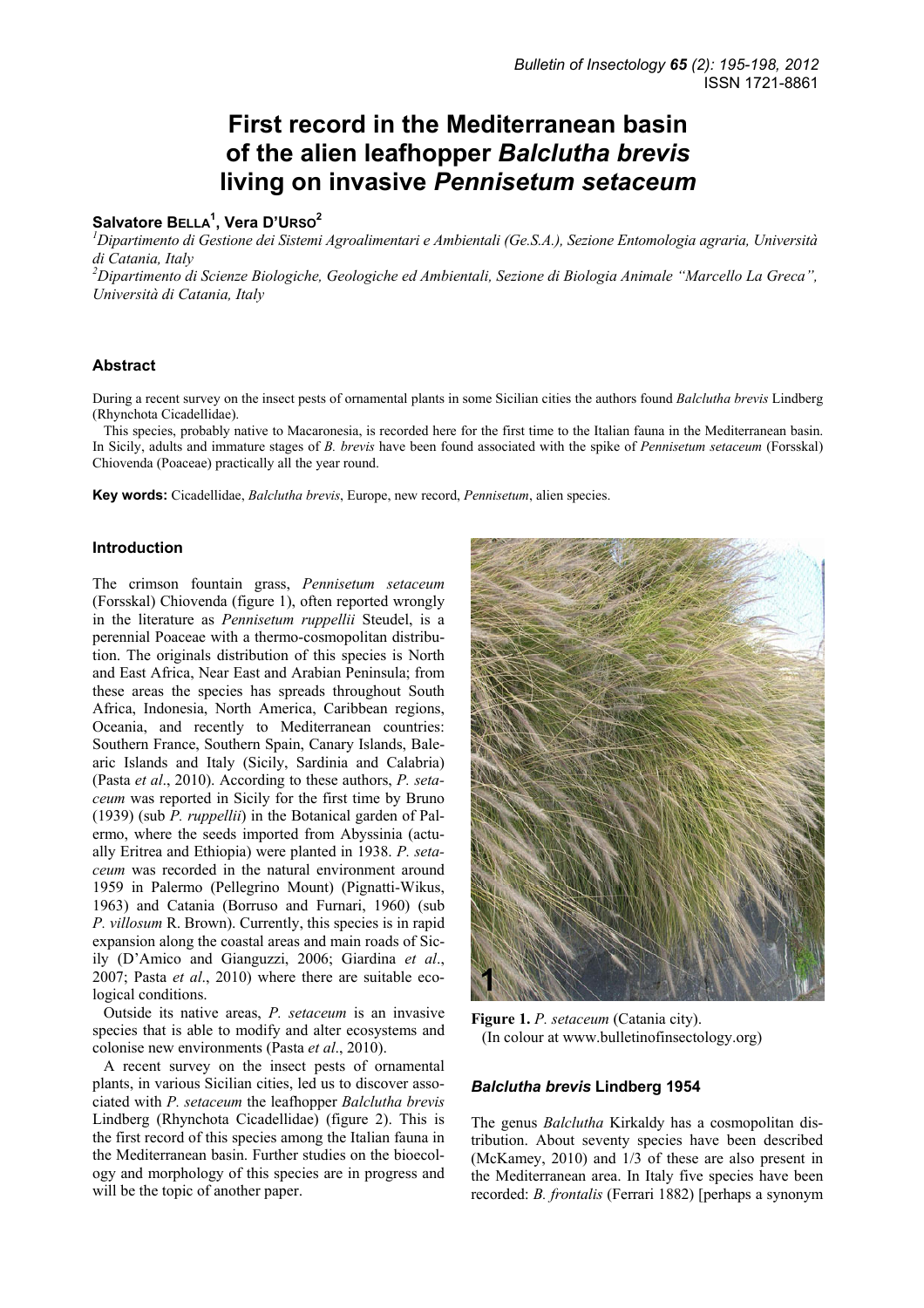# First record in the Mediterranean basin of the alien leafhopper *Balclutha brevis* living on invasive *Pennisetum setaceum*

**Salvatore Bella**[1], **Vera D'Urso**[2]

[1]Dipartimento di Gestione dei Sistemi Agroalimentari e Ambientali (Ge.S.A.), Sezione Entomologia agraria, Università di Catania, Italy

[2]Dipartimento di Scienze Biologiche, Geologiche ed Ambientali, Sezione di Biologia Animale "Marcello La Greca", Università di Catania, Italy

## Abstract

During a recent survey on the insect pests of ornamental plants in some Sicilian cities the authors found *Balclutha brevis* Lindberg (Rhynchota Cicadellidae).

This species, probably native to Macaronesia, is recorded here for the first time to the Italian fauna in the Mediterranean basin. In Sicily, adults and immature stages of *B. brevis* have been found associated with the spike of *Pennisetum setaceum* (Forsskal) Chiovenda (Poaceae) practically all the year round.

**Key words:** Cicadellidae, *Balclutha brevis*, Europe, new record, *Pennisetum*, alien species.

## Introduction

The crimson fountain grass, *Pennisetum setaceum* (Forsskal) Chiovenda (figure 1), often reported wrongly in the literature as *Pennisetum ruppellii* Steudel, is a perennial Poaceae with a thermo-cosmopolitan distribution. The originals distribution of this species is North and East Africa, Near East and Arabian Peninsula; from these areas the species has spreads throughout South Africa, Indonesia, North America, Caribbean regions, Oceania, and recently to Mediterranean countries: Southern France, Southern Spain, Canary Islands, Baleаric Islands and Italy (Sicily, Sardinia and Calabria) (Pasta *et al*., 2010). According to these authors, *P. setaceum* was reported in Sicily for the first time by Bruno (1939) (sub *P. ruppellii*) in the Botanical garden of Palermo, where the seeds imported from Abyssinia (actually Eritrea and Ethiopia) were planted in 1938. *P. setaceum* was recorded in the natural environment around 1959 in Palermo (Pellegrino Mount) (Pignatti-Wikus, 1963) and Catania (Borruso and Furnari, 1960) (sub *P. villosum* R. Brown). Currently, this species is in rapid expansion along the coastal areas and main roads of Sicily (D'Amico and Gianguzzi, 2006; Giardina *et al*., 2007; Pasta *et al*., 2010) where there are suitable ecological conditions.

Outside its native areas, *P. setaceum* is an invasive species that is able to modify and alter ecosystems and colonise new environments (Pasta *et al*., 2010).

A recent survey on the insect pests of ornamental plants, in various Sicilian cities, led us to discover associated with *P. setaceum* the leafhopper *Balclutha brevis* Lindberg (Rhynchota Cicadellidae) (figure 2). This is the first record of this species among the Italian fauna in the Mediterranean basin. Further studies on the bioecology and morphology of this species are in progress and will be the topic of another paper.

**Figure 1.** *P. setaceum* (Catania city).
(In colour at www.bulletinofinsectology.org)

### *Balclutha brevis* Lindberg 1954

The genus *Balclutha* Kirkaldy has a cosmopolitan distribution. About seventy species have been described (McKamey, 2010) and 1/3 of these are also present in the Mediterranean area. In Italy five species have been recorded: *B. frontalis* (Ferrari 1882) [perhaps a synonym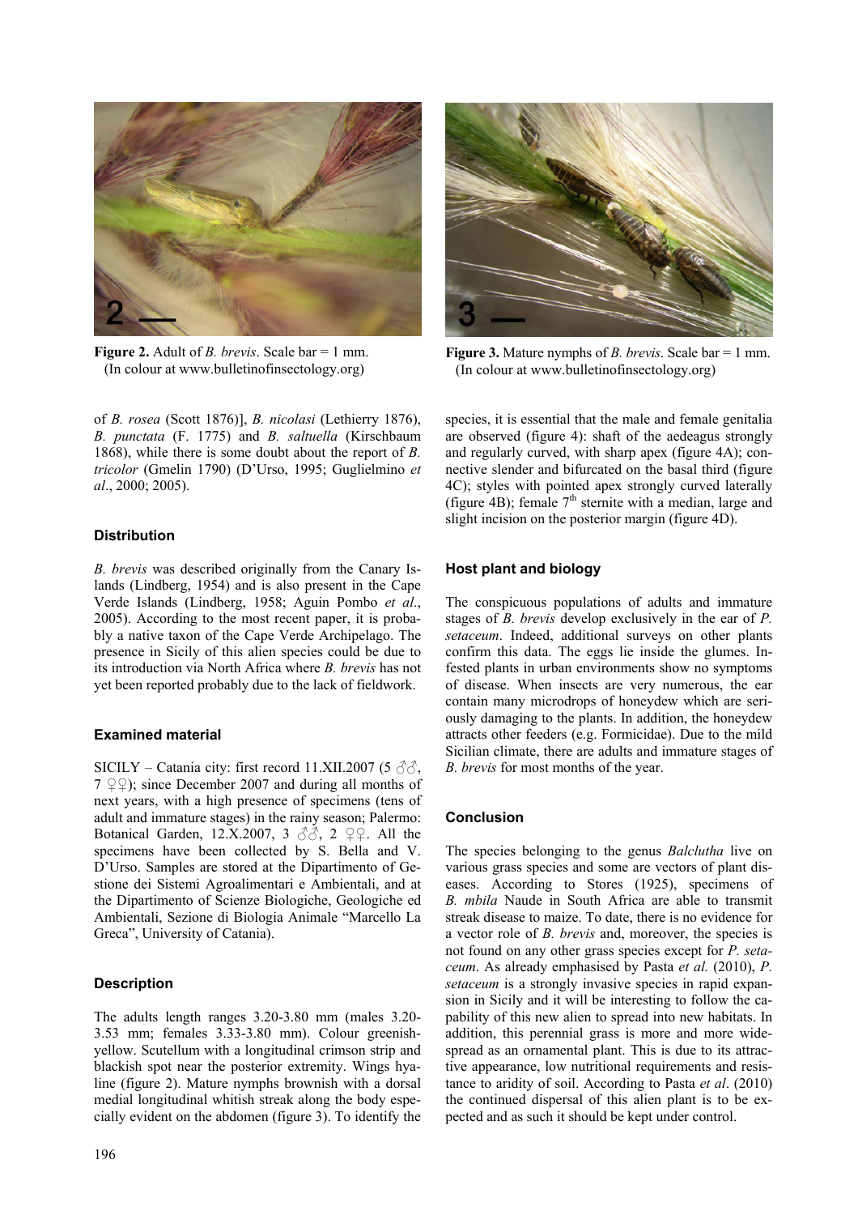**Figure 2.** Adult of *B. brevis*. Scale bar = 1 mm. (In colour at www.bulletinofinsectology.org)

**Figure 3.** Mature nymphs of *B. brevis*. Scale bar = 1 mm. (In colour at www.bulletinofinsectology.org)

of *B. rosea* (Scott 1876)], *B. nicolasi* (Lethierry 1876), *B. punctata* (F. 1775) and *B. saltuella* (Kirschbaum 1868), while there is some doubt about the report of *B. tricolor* (Gmelin 1790) (D'Urso, 1995; Guglielmino *et al*., 2000; 2005).

### Distribution

*B. brevis* was described originally from the Canary Islands (Lindberg, 1954) and is also present in the Cape Verde Islands (Lindberg, 1958; Aguin Pombo *et al*., 2005). According to the most recent paper, it is probably a native taxon of the Cape Verde Archipelago. The presence in Sicily of this alien species could be due to its introduction via North Africa where *B. brevis* has not yet been reported probably due to the lack of fieldwork.

### Examined material

SICILY – Catania city: first record 11.XII.2007 (5 ♂♂, 7 ♀♀); since December 2007 and during all months of next years, with a high presence of specimens (tens of adult and immature stages) in the rainy season; Palermo: Botanical Garden, 12.X.2007, 3 ♂♂, 2 ♀♀. All the specimens have been collected by S. Bella and V. D'Urso. Samples are stored at the Dipartimento of Gestione dei Sistemi Agroalimentari e Ambientali, and at the Dipartimento of Scienze Biologiche, Geologiche ed Ambientali, Sezione di Biologia Animale "Marcello La Greca", University of Catania).

### Description

The adults length ranges 3.20-3.80 mm (males 3.20-3.53 mm; females 3.33-3.80 mm). Colour greenish-yellow. Scutellum with a longitudinal crimson strip and blackish spot near the posterior extremity. Wings hyaline (figure 2). Mature nymphs brownish with a dorsal medial longitudinal whitish streak along the body especially evident on the abdomen (figure 3). To identify the species, it is essential that the male and female genitalia are observed (figure 4): shaft of the aedeagus strongly and regularly curved, with sharp apex (figure 4A); connective slender and bifurcated on the basal third (figure 4C); styles with pointed apex strongly curved laterally (figure 4B); female 7$^{th}$ sternite with a median, large and slight incision on the posterior margin (figure 4D).

### Host plant and biology

The conspicuous populations of adults and immature stages of *B. brevis* develop exclusively in the ear of *P. setaceum*. Indeed, additional surveys on other plants confirm this data. The eggs lie inside the glumes. Infested plants in urban environments show no symptoms of disease. When insects are very numerous, the ear contain many microdrops of honeydew which are seriously damaging to the plants. In addition, the honeydew attracts other feeders (e.g. Formicidae). Due to the mild Sicilian climate, there are adults and immature stages of *B. brevis* for most months of the year.

### Conclusion

The species belonging to the genus *Balclutha* live on various grass species and some are vectors of plant diseases. According to Stores (1925), specimens of *B. mbila* Naude in South Africa are able to transmit streak disease to maize. To date, there is no evidence for a vector role of *B. brevis* and, moreover, the species is not found on any other grass species except for *P. setaceum*. As already emphasised by Pasta *et al.* (2010), *P. setaceum* is a strongly invasive species in rapid expansion in Sicily and it will be interesting to follow the capability of this new alien to spread into new habitats. In addition, this perennial grass is more and more widespread as an ornamental plant. This is due to its attractive appearance, low nutritional requirements and resistance to aridity of soil. According to Pasta *et al*. (2010) the continued dispersal of this alien plant is to be expected and as such it should be kept under control.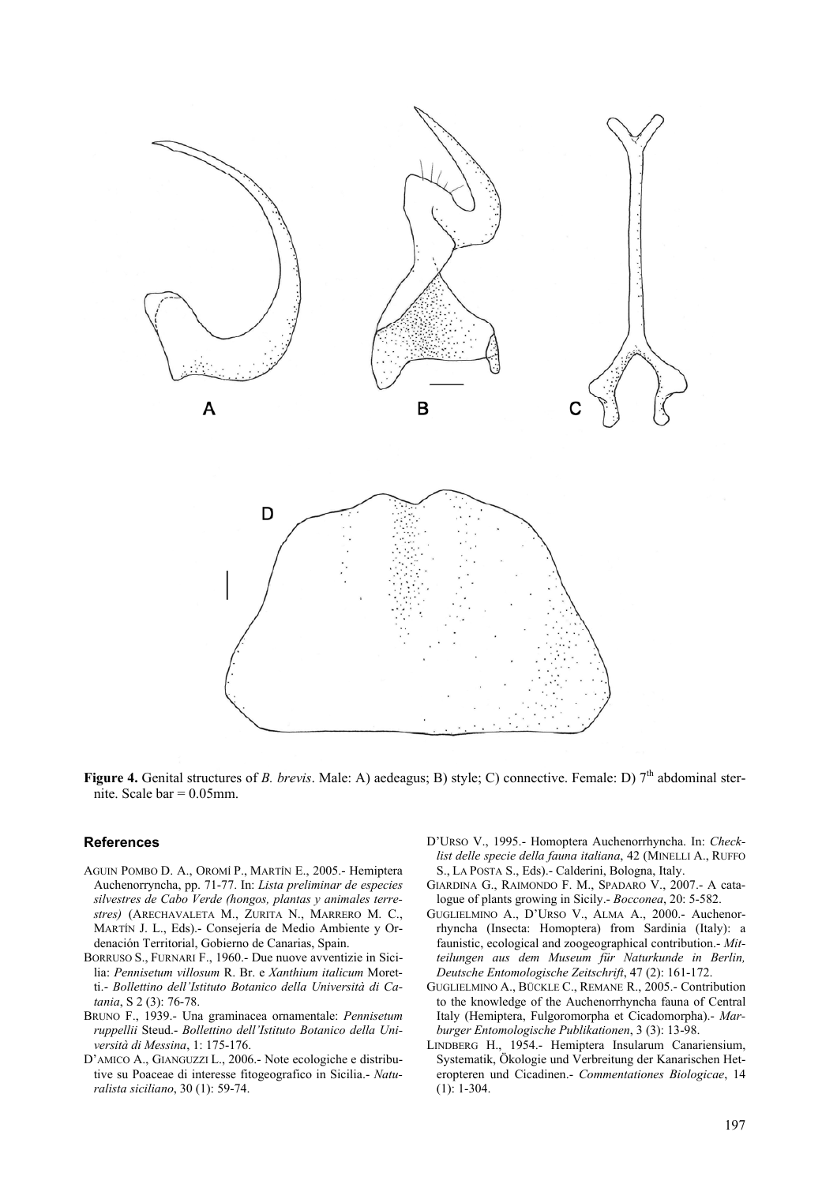A

B

C

D

**Figure 4.** Genital structures of *B. brevis*. Male: A) aedeagus; B) style; C) connective. Female: D) 7[th] abdominal sternite. Scale bar = 0.05mm.

## References

AGUIN POMBO D. A., OROMÍ P., MARTÍN E., 2005.- Hemiptera Auchenorryncha, pp. 71-77. In: *Lista preliminar de especies silvestres de Cabo Verde (hongos, plantas y animales terrestres)* (ARECHAVALETA M., ZURITA N., MARRERO M. C., MARTÍN J. L., Eds).- Consejería de Medio Ambiente y Ordenación Territorial, Gobierno de Canarias, Spain.

BORRUSO S., FURNARI F., 1960.- Due nuove avventizie in Sicilia: *Pennisetum villosum* R. Br. e *Xanthium italicum* Moretti.- *Bollettino dell'Istituto Botanico della Università di Catania*, S 2 (3): 76-78.

BRUNO F., 1939.- Una graminacea ornamentale: *Pennisetum ruppellii* Steud.- *Bollettino dell'Istituto Botanico della Università di Messina*, 1: 175-176.

D'AMICO A., GIANGUZZI L., 2006.- Note ecologiche e distributive su Poaceae di interesse fitogeografico in Sicilia.- *Naturalista siciliano*, 30 (1): 59-74.

D'URSO V., 1995.- Homoptera Auchenorrhyncha. In: *Checklist delle specie della fauna italiana*, 42 (MINELLI A., RUFFO S., LA POSTA S., Eds).- Calderini, Bologna, Italy.

GIARDINA G., RAIMONDO F. M., SPADARO V., 2007.- A catalogue of plants growing in Sicily.- *Bocconea*, 20: 5-582.

GUGLIELMINO A., D'URSO V., ALMA A., 2000.- Auchenorrhyncha (Insecta: Homoptera) from Sardinia (Italy): a faunistic, ecological and zoogeographical contribution.- *Mitteilungen aus dem Museum für Naturkunde in Berlin, Deutsche Entomologische Zeitschrift*, 47 (2): 161-172.

GUGLIELMINO A., BÜCKLE C., REMANE R., 2005.- Contribution to the knowledge of the Auchenorrhyncha fauna of Central Italy (Hemiptera, Fulgoromorpha et Cicadomorpha).- *Marburger Entomologische Publikationen*, 3 (3): 13-98.

LINDBERG H., 1954.- Hemiptera Insularum Canariensium, Systematik, Ökologie und Verbreitung der Kanarischen Heteropteren und Cicadinen.- *Commentationes Biologicae*, 14 (1): 1-304.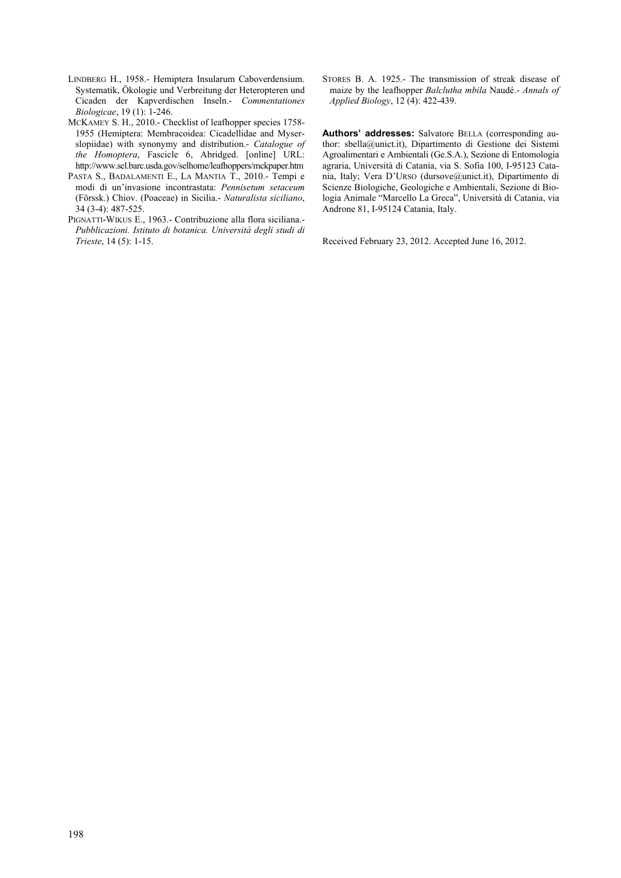LINDBERG H., 1958.- Hemiptera Insularum Caboverdensium. Systematik, Ökologie und Verbreitung der Heteropteren und Cicaden der Kapverdischen Inseln.- *Commentationes Biologicae*, 19 (1): 1-246.

MCKAMEY S. H., 2010.- Checklist of leafhopper species 1758-1955 (Hemiptera: Membracoidea: Cicadellidae and Myserslopiidae) with synonymy and distribution.- *Catalogue of the Homoptera*, Fascicle 6, Abridged. [online] URL: http://www.sel.barc.usda.gov/selhome/leafhoppers/mckpaper.htm

PASTA S., BADALAMENTI E., LA MANTIA T., 2010.- Tempi e modi di un'invasione incontrastata: *Pennisetum setaceum* (Förssk.) Chiov. (Poaceae) in Sicilia.- *Naturalista siciliano*, 34 (3-4): 487-525.

PIGNATTI-WIKUS E., 1963.- Contribuzione alla flora siciliana.- *Pubblicazioni. Istituto di botanica. Università degli studi di Trieste*, 14 (5): 1-15.

STORES B. A. 1925.- The transmission of streak disease of maize by the leafhopper *Balclutha mbila* Naudé.- *Annals of Applied Biology*, 12 (4): 422-439.

**Authors' addresses:** Salvatore BELLA (corresponding author: sbella@unict.it), Dipartimento di Gestione dei Sistemi Agroalimentari e Ambientali (Ge.S.A.), Sezione di Entomologia agraria, Università di Catania, via S. Sofia 100, I-95123 Catania, Italy; Vera D'URSO (dursove@unict.it), Dipartimento di Scienze Biologiche, Geologiche e Ambientali, Sezione di Biologia Animale "Marcello La Greca", Università di Catania, via Androne 81, I-95124 Catania, Italy.

Received February 23, 2012. Accepted June 16, 2012.